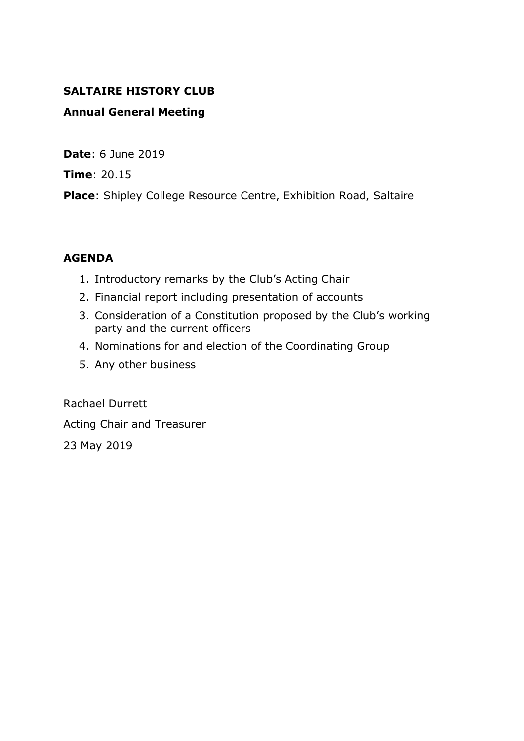**SALTAIRE HISTORY CLUB**

**Annual General Meeting**

**Date**: 6 June 2019

**Time**: 20.15

**Place**: Shipley College Resource Centre, Exhibition Road, Saltaire

**AGENDA**

1. Introductory remarks by the Club's Acting Chair
2. Financial report including presentation of accounts
3. Consideration of a Constitution proposed by the Club's working party and the current officers
4. Nominations for and election of the Coordinating Group
5. Any other business

Rachael Durrett

Acting Chair and Treasurer

23 May 2019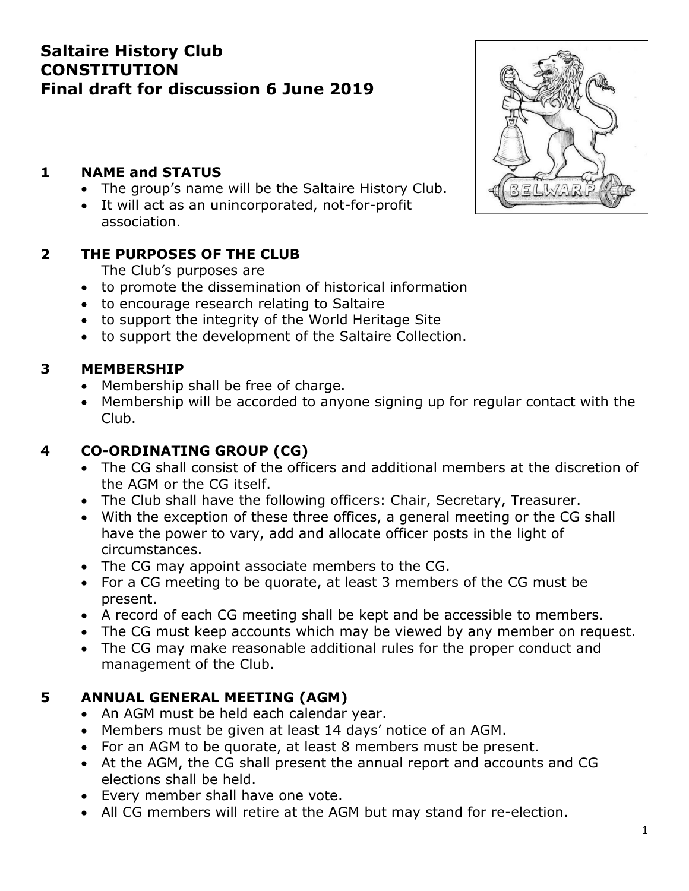# Saltaire History Club
# CONSTITUTION
# Final draft for discussion 6 June 2019

## 1 NAME and STATUS

- The group's name will be the Saltaire History Club.
- It will act as an unincorporated, not-for-profit association.

## 2 THE PURPOSES OF THE CLUB

The Club's purposes are

- to promote the dissemination of historical information
- to encourage research relating to Saltaire
- to support the integrity of the World Heritage Site
- to support the development of the Saltaire Collection.

## 3 MEMBERSHIP

- Membership shall be free of charge.
- Membership will be accorded to anyone signing up for regular contact with the Club.

## 4 CO-ORDINATING GROUP (CG)

- The CG shall consist of the officers and additional members at the discretion of the AGM or the CG itself.
- The Club shall have the following officers: Chair, Secretary, Treasurer.
- With the exception of these three offices, a general meeting or the CG shall have the power to vary, add and allocate officer posts in the light of circumstances.
- The CG may appoint associate members to the CG.
- For a CG meeting to be quorate, at least 3 members of the CG must be present.
- A record of each CG meeting shall be kept and be accessible to members.
- The CG must keep accounts which may be viewed by any member on request.
- The CG may make reasonable additional rules for the proper conduct and management of the Club.

## 5 ANNUAL GENERAL MEETING (AGM)

- An AGM must be held each calendar year.
- Members must be given at least 14 days' notice of an AGM.
- For an AGM to be quorate, at least 8 members must be present.
- At the AGM, the CG shall present the annual report and accounts and CG elections shall be held.
- Every member shall have one vote.
- All CG members will retire at the AGM but may stand for re-election.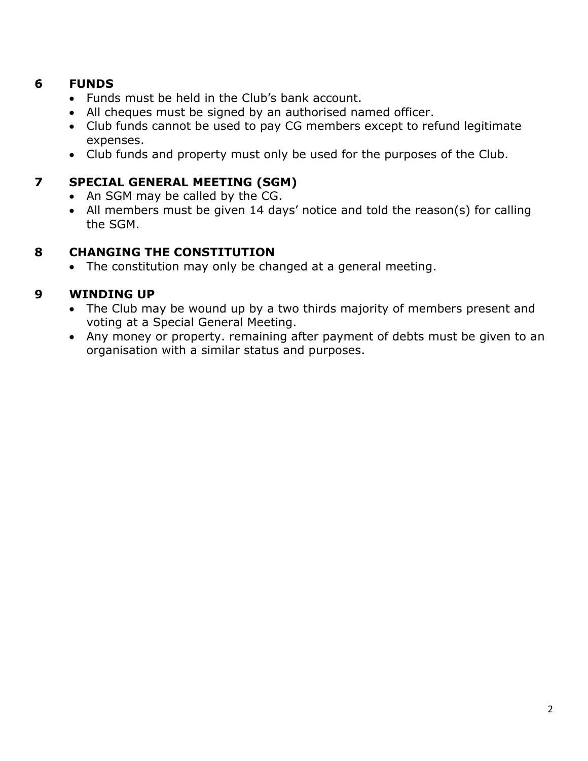## 6 FUNDS

- Funds must be held in the Club's bank account.
- All cheques must be signed by an authorised named officer.
- Club funds cannot be used to pay CG members except to refund legitimate expenses.
- Club funds and property must only be used for the purposes of the Club.

## 7 SPECIAL GENERAL MEETING (SGM)

- An SGM may be called by the CG.
- All members must be given 14 days' notice and told the reason(s) for calling the SGM.

## 8 CHANGING THE CONSTITUTION

- The constitution may only be changed at a general meeting.

## 9 WINDING UP

- The Club may be wound up by a two thirds majority of members present and voting at a Special General Meeting.
- Any money or property. remaining after payment of debts must be given to an organisation with a similar status and purposes.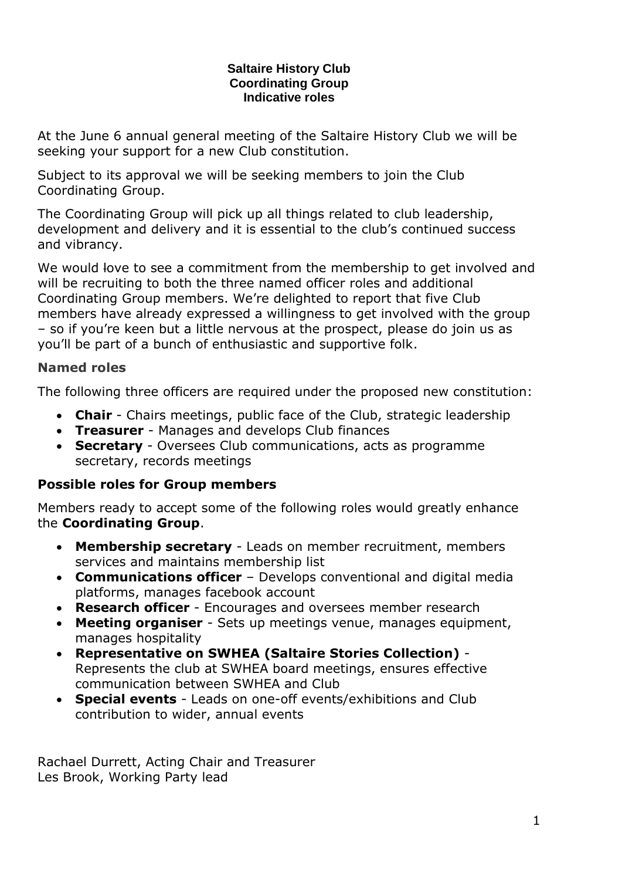**Saltaire History Club**
**Coordinating Group**
**Indicative roles**

At the June 6 annual general meeting of the Saltaire History Club we will be seeking your support for a new Club constitution.

Subject to its approval we will be seeking members to join the Club Coordinating Group.

The Coordinating Group will pick up all things related to club leadership, development and delivery and it is essential to the club's continued success and vibrancy.

We would love to see a commitment from the membership to get involved and will be recruiting to both the three named officer roles and additional Coordinating Group members. We're delighted to report that five Club members have already expressed a willingness to get involved with the group – so if you're keen but a little nervous at the prospect, please do join us as you'll be part of a bunch of enthusiastic and supportive folk.

### Named roles

The following three officers are required under the proposed new constitution:

- **Chair** - Chairs meetings, public face of the Club, strategic leadership
- **Treasurer** - Manages and develops Club finances
- **Secretary** - Oversees Club communications, acts as programme secretary, records meetings

### Possible roles for Group members

Members ready to accept some of the following roles would greatly enhance the **Coordinating Group**.

- **Membership secretary** - Leads on member recruitment, members services and maintains membership list
- **Communications officer** – Develops conventional and digital media platforms, manages facebook account
- **Research officer** - Encourages and oversees member research
- **Meeting organiser** - Sets up meetings venue, manages equipment, manages hospitality
- **Representative on SWHEA (Saltaire Stories Collection)** - Represents the club at SWHEA board meetings, ensures effective communication between SWHEA and Club
- **Special events** - Leads on one-off events/exhibitions and Club contribution to wider, annual events

Rachael Durrett, Acting Chair and Treasurer
Les Brook, Working Party lead